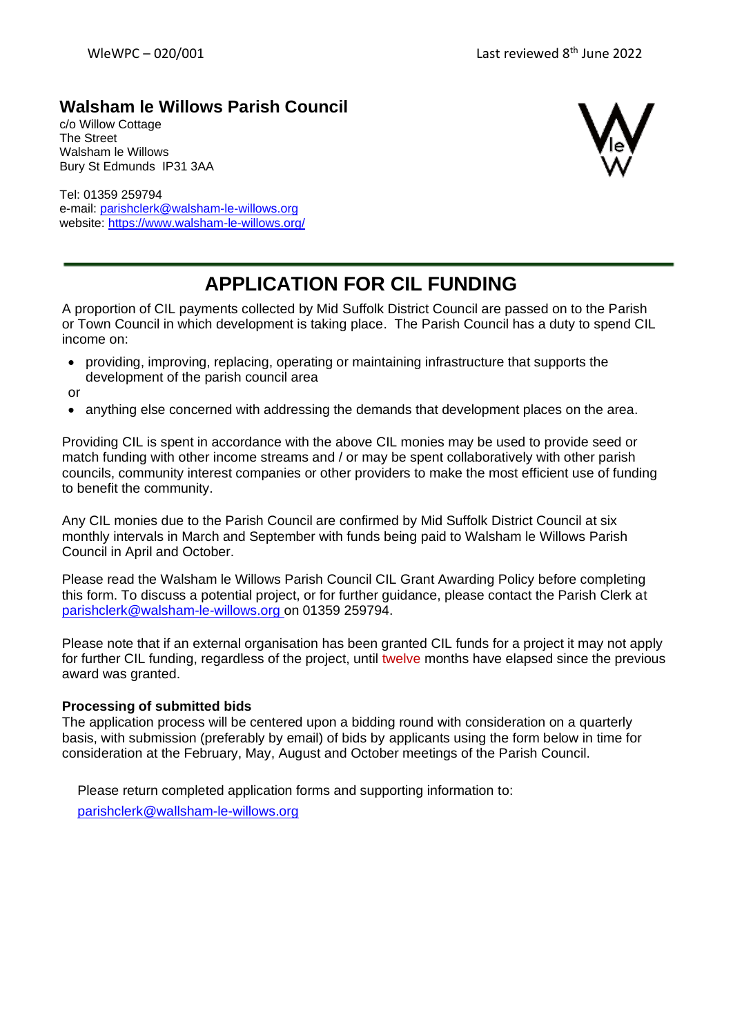WleWPC – 020/001 Last reviewed 8th June 2022

## Walsham le Willows Parish Council

c/o Willow Cottage
The Street
Walsham le Willows
Bury St Edmunds IP31 3AA

Tel: 01359 259794
e-mail: parishclerk@walsham-le-willows.org
website: https://www.walsham-le-willows.org/

# APPLICATION FOR CIL FUNDING

A proportion of CIL payments collected by Mid Suffolk District Council are passed on to the Parish or Town Council in which development is taking place. The Parish Council has a duty to spend CIL income on:

- providing, improving, replacing, operating or maintaining infrastructure that supports the development of the parish council area

or

- anything else concerned with addressing the demands that development places on the area.

Providing CIL is spent in accordance with the above CIL monies may be used to provide seed or match funding with other income streams and / or may be spent collaboratively with other parish councils, community interest companies or other providers to make the most efficient use of funding to benefit the community.

Any CIL monies due to the Parish Council are confirmed by Mid Suffolk District Council at six monthly intervals in March and September with funds being paid to Walsham le Willows Parish Council in April and October.

Please read the Walsham le Willows Parish Council CIL Grant Awarding Policy before completing this form. To discuss a potential project, or for further guidance, please contact the Parish Clerk at parishclerk@walsham-le-willows.org on 01359 259794.

Please note that if an external organisation has been granted CIL funds for a project it may not apply for further CIL funding, regardless of the project, until twelve months have elapsed since the previous award was granted.

**Processing of submitted bids**

The application process will be centered upon a bidding round with consideration on a quarterly basis, with submission (preferably by email) of bids by applicants using the form below in time for consideration at the February, May, August and October meetings of the Parish Council.

Please return completed application forms and supporting information to:

parishclerk@wallsham-le-willows.org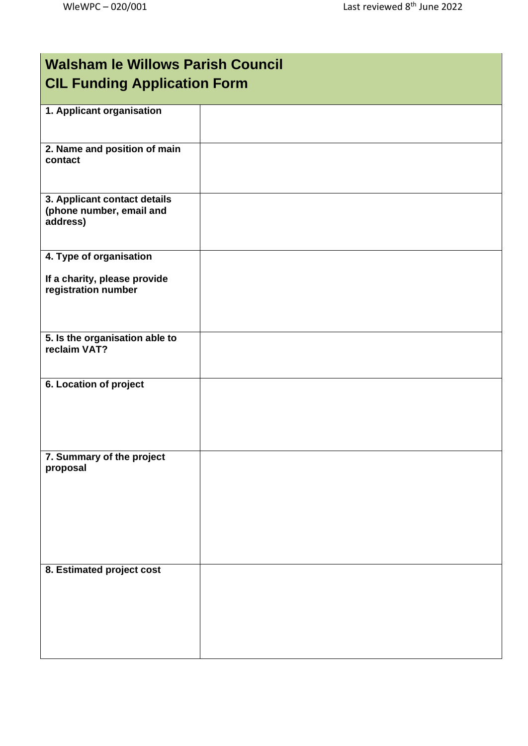# Walsham le Willows Parish Council
# CIL Funding Application Form

| | |
|---|---|
| **1. Applicant organisation** | |
| **2. Name and position of main contact** | |
| **3. Applicant contact details (phone number, email and address)** | |
| **4. Type of organisation**<br><br>**If a charity, please provide registration number** | |
| **5. Is the organisation able to reclaim VAT?** | |
| **6. Location of project** | |
| **7. Summary of the project proposal** | |
| **8. Estimated project cost** | |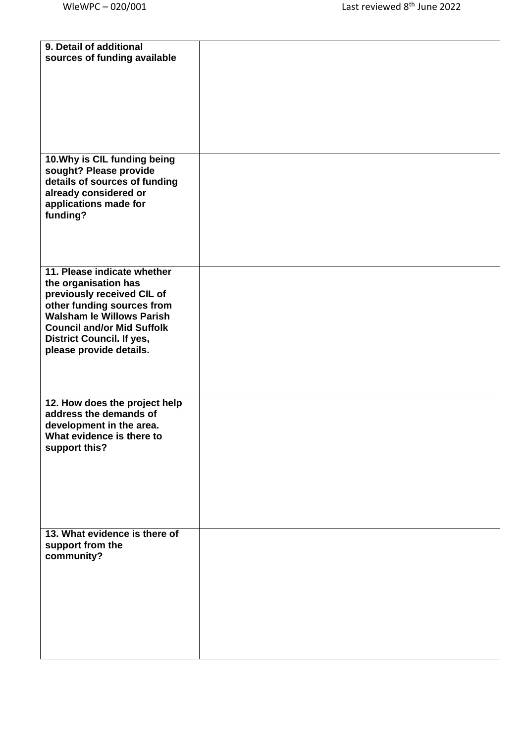| | |
|---|---|
| **9. Detail of additional sources of funding available** | |
| **10.Why is CIL funding being sought? Please provide details of sources of funding already considered or applications made for funding?** | |
| **11. Please indicate whether the organisation has previously received CIL of other funding sources from Walsham le Willows Parish Council and/or Mid Suffolk District Council. If yes, please provide details.** | |
| **12. How does the project help address the demands of development in the area. What evidence is there to support this?** | |
| **13. What evidence is there of support from the community?** | |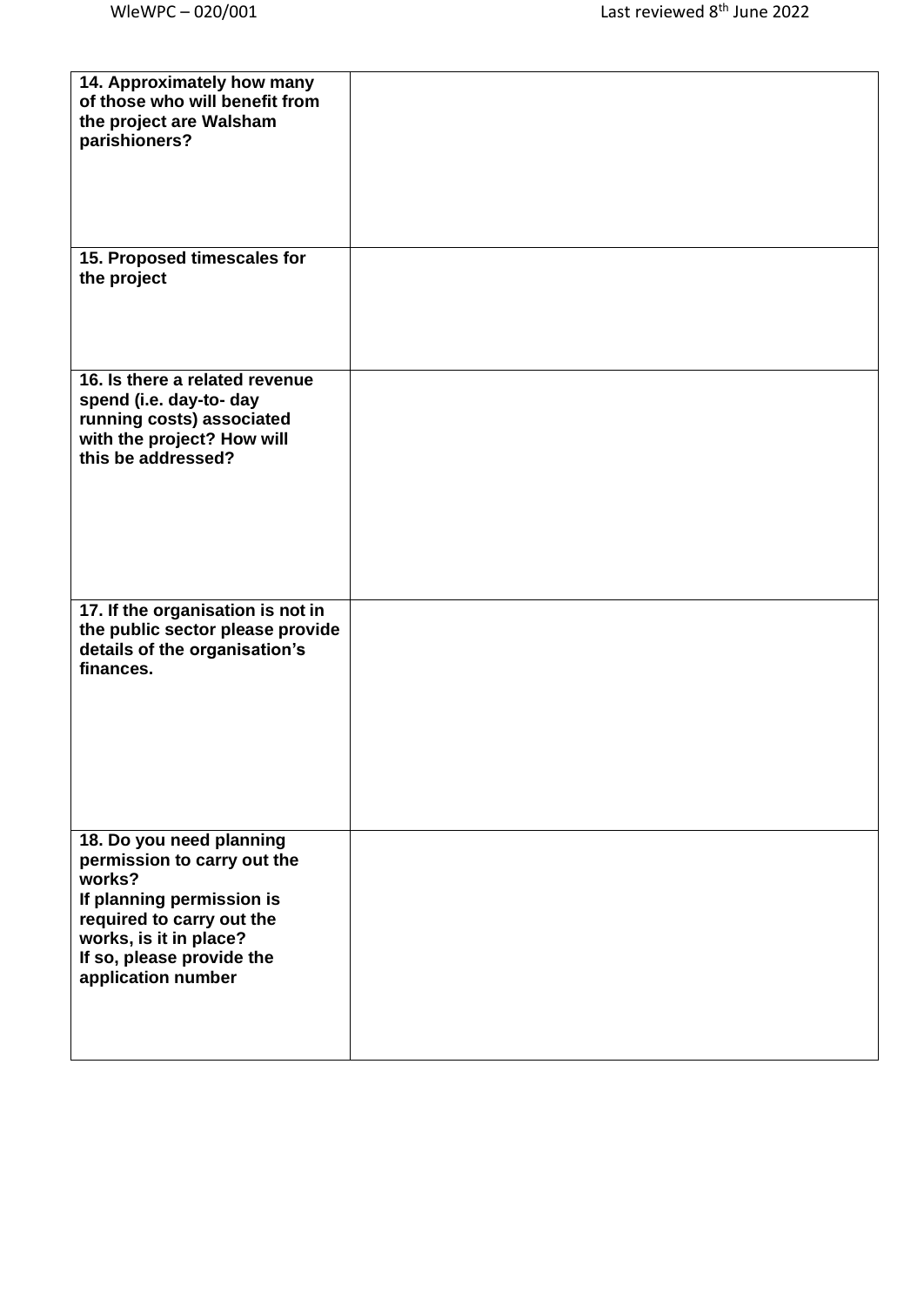| | |
|---|---|
| **14. Approximately how many of those who will benefit from the project are Walsham parishioners?** | |
| **15. Proposed timescales for the project** | |
| **16. Is there a related revenue spend (i.e. day-to- day running costs) associated with the project? How will this be addressed?** | |
| **17. If the organisation is not in the public sector please provide details of the organisation's finances.** | |
| **18. Do you need planning permission to carry out the works?**<br>**If planning permission is required to carry out the works, is it in place?**<br>**If so, please provide the application number** | |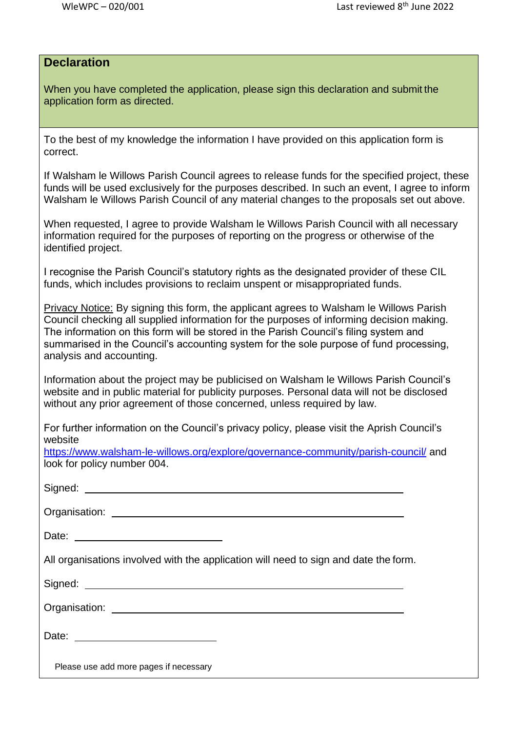## Declaration

When you have completed the application, please sign this declaration and submit the application form as directed.

To the best of my knowledge the information I have provided on this application form is correct.

If Walsham le Willows Parish Council agrees to release funds for the specified project, these funds will be used exclusively for the purposes described. In such an event, I agree to inform Walsham le Willows Parish Council of any material changes to the proposals set out above.

When requested, I agree to provide Walsham le Willows Parish Council with all necessary information required for the purposes of reporting on the progress or otherwise of the identified project.

I recognise the Parish Council's statutory rights as the designated provider of these CIL funds, which includes provisions to reclaim unspent or misappropriated funds.

Privacy Notice: By signing this form, the applicant agrees to Walsham le Willows Parish Council checking all supplied information for the purposes of informing decision making. The information on this form will be stored in the Parish Council's filing system and summarised in the Council's accounting system for the sole purpose of fund processing, analysis and accounting.

Information about the project may be publicised on Walsham le Willows Parish Council's website and in public material for publicity purposes. Personal data will not be disclosed without any prior agreement of those concerned, unless required by law.

For further information on the Council's privacy policy, please visit the Aprish Council's website https://www.walsham-le-willows.org/explore/governance-community/parish-council/ and look for policy number 004.

Signed: ____________________

Organisation: ____________________

Date: ____________________

All organisations involved with the application will need to sign and date the form.

Signed: ____________________

Organisation: ____________________

Date: ____________________

Please use add more pages if necessary